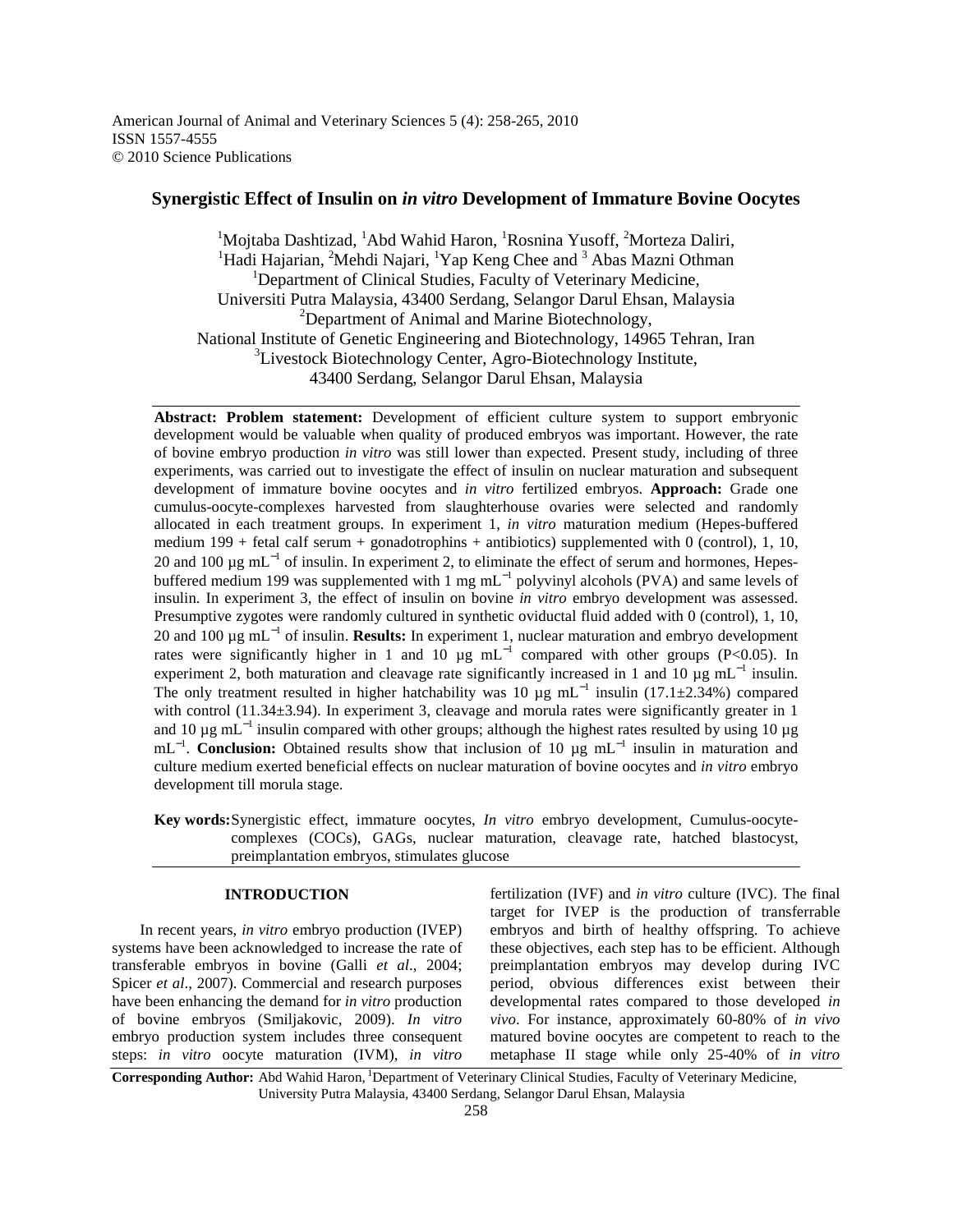American Journal of Animal and Veterinary Sciences 5 (4): 258-265, 2010
ISSN 1557-4555
© 2010 Science Publications

# Synergistic Effect of Insulin on *in vitro* Development of Immature Bovine Oocytes

[1]Mojtaba Dashtizad, [1]Abd Wahid Haron, [1]Rosnina Yusoff, [2]Morteza Daliri, [1]Hadi Hajarian, [2]Mehdi Najari, [1]Yap Keng Chee and [3] Abas Mazni Othman

[1]Department of Clinical Studies, Faculty of Veterinary Medicine, Universiti Putra Malaysia, 43400 Serdang, Selangor Darul Ehsan, Malaysia

[2]Department of Animal and Marine Biotechnology, National Institute of Genetic Engineering and Biotechnology, 14965 Tehran, Iran

[3]Livestock Biotechnology Center, Agro-Biotechnology Institute, 43400 Serdang, Selangor Darul Ehsan, Malaysia

**Abstract: Problem statement:** Development of efficient culture system to support embryonic development would be valuable when quality of produced embryos was important. However, the rate of bovine embryo production *in vitro* was still lower than expected. Present study, including of three experiments, was carried out to investigate the effect of insulin on nuclear maturation and subsequent development of immature bovine oocytes and *in vitro* fertilized embryos. **Approach:** Grade one cumulus-oocyte-complexes harvested from slaughterhouse ovaries were selected and randomly allocated in each treatment groups. In experiment 1, *in vitro* maturation medium (Hepes-buffered medium 199 + fetal calf serum + gonadotrophins + antibiotics) supplemented with 0 (control), 1, 10, 20 and 100 µg $mL^{-1}$ of insulin. In experiment 2, to eliminate the effect of serum and hormones, Hepes-buffered medium 199 was supplemented with 1 mg $mL^{-1}$ polyvinyl alcohols (PVA) and same levels of insulin. In experiment 3, the effect of insulin on bovine *in vitro* embryo development was assessed. Presumptive zygotes were randomly cultured in synthetic oviductal fluid added with 0 (control), 1, 10, 20 and 100 µg $mL^{-1}$ of insulin. **Results:** In experiment 1, nuclear maturation and embryo development rates were significantly higher in 1 and 10 µg $mL^{-1}$ compared with other groups ($P<0.05$). In experiment 2, both maturation and cleavage rate significantly increased in 1 and 10 µg $mL^{-1}$ insulin. The only treatment resulted in higher hatchability was 10 µg $mL^{-1}$ insulin (17.1±2.34%) compared with control (11.34±3.94). In experiment 3, cleavage and morula rates were significantly greater in 1 and 10 µg $mL^{-1}$ insulin compared with other groups; although the highest rates resulted by using 10 µg $mL^{-1}$. **Conclusion:** Obtained results show that inclusion of 10 µg $mL^{-1}$ insulin in maturation and culture medium exerted beneficial effects on nuclear maturation of bovine oocytes and *in vitro* embryo development till morula stage.

**Key words:** Synergistic effect, immature oocytes, *In vitro* embryo development, Cumulus-oocyte-complexes (COCs), GAGs, nuclear maturation, cleavage rate, hatched blastocyst, preimplantation embryos, stimulates glucose

## INTRODUCTION

In recent years, *in vitro* embryo production (IVEP) systems have been acknowledged to increase the rate of transferable embryos in bovine (Galli *et al*., 2004; Spicer *et al*., 2007). Commercial and research purposes have been enhancing the demand for *in vitro* production of bovine embryos (Smiljakovic, 2009). *In vitro* embryo production system includes three consequent steps: *in vitro* oocyte maturation (IVM), *in vitro* fertilization (IVF) and *in vitro* culture (IVC). The final target for IVEP is the production of transferrable embryos and birth of healthy offspring. To achieve these objectives, each step has to be efficient. Although preimplantation embryos may develop during IVC period, obvious differences exist between their developmental rates compared to those developed *in vivo*. For instance, approximately 60-80% of *in vivo* matured bovine oocytes are competent to reach to the metaphase II stage while only 25-40% of *in vitro*

**Corresponding Author:** Abd Wahid Haron, [1]Department of Veterinary Clinical Studies, Faculty of Veterinary Medicine, University Putra Malaysia, 43400 Serdang, Selangor Darul Ehsan, Malaysia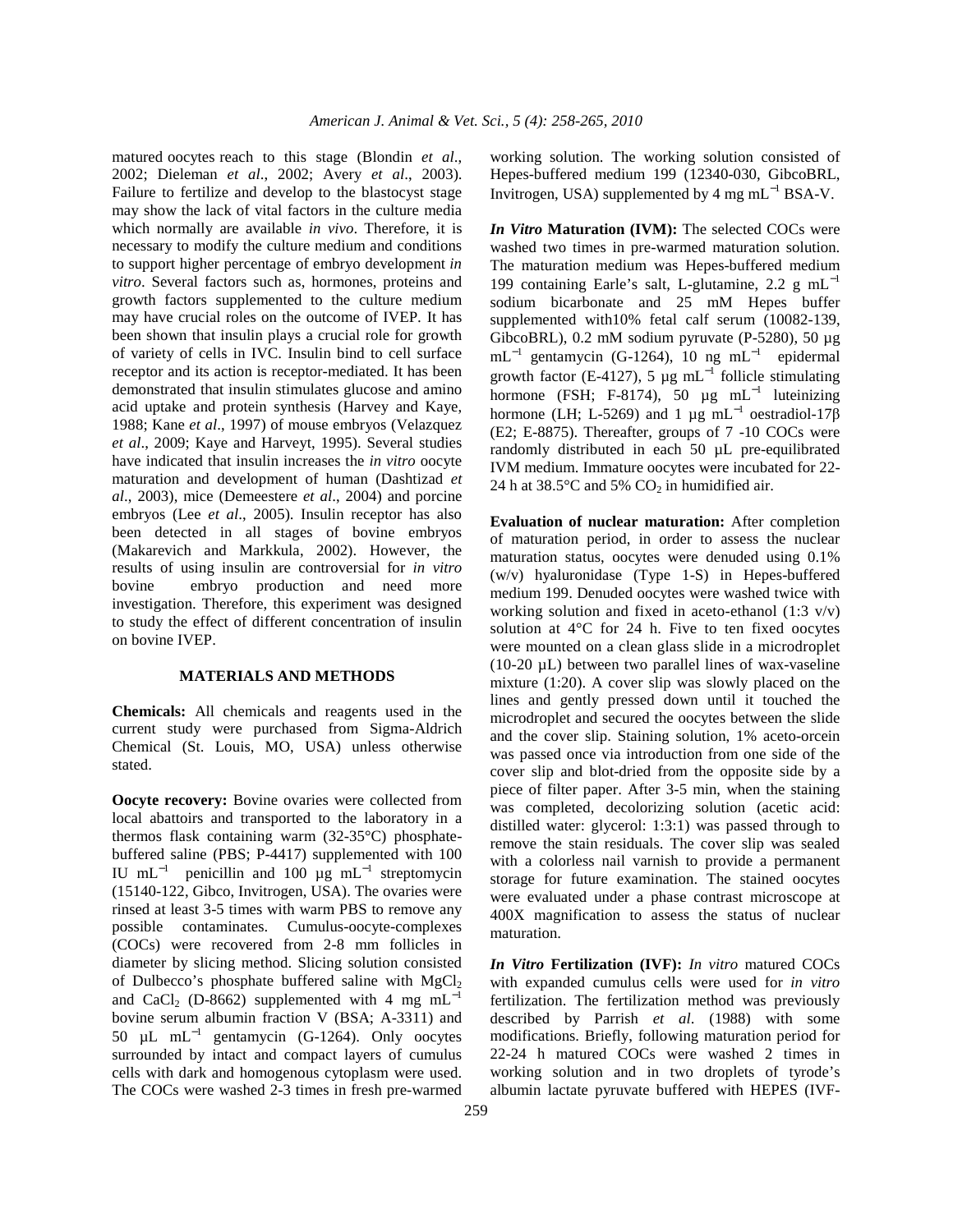matured oocytes reach to this stage (Blondin *et al*., 2002; Dieleman *et al*., 2002; Avery *et al*., 2003). Failure to fertilize and develop to the blastocyst stage may show the lack of vital factors in the culture media which normally are available *in vivo*. Therefore, it is necessary to modify the culture medium and conditions to support higher percentage of embryo development *in vitro*. Several factors such as, hormones, proteins and growth factors supplemented to the culture medium may have crucial roles on the outcome of IVEP. It has been shown that insulin plays a crucial role for growth of variety of cells in IVC. Insulin bind to cell surface receptor and its action is receptor-mediated. It has been demonstrated that insulin stimulates glucose and amino acid uptake and protein synthesis (Harvey and Kaye, 1988; Kane *et al*., 1997) of mouse embryos (Velazquez *et al*., 2009; Kaye and Harveyt, 1995). Several studies have indicated that insulin increases the *in vitro* oocyte maturation and development of human (Dashtizad *et al*., 2003), mice (Demeestere *et al*., 2004) and porcine embryos (Lee *et al*., 2005). Insulin receptor has also been detected in all stages of bovine embryos (Makarevich and Markkula, 2002). However, the results of using insulin are controversial for *in vitro* bovine embryo production and need more investigation. Therefore, this experiment was designed to study the effect of different concentration of insulin on bovine IVEP.

## MATERIALS AND METHODS

**Chemicals:** All chemicals and reagents used in the current study were purchased from Sigma-Aldrich Chemical (St. Louis, MO, USA) unless otherwise stated.

**Oocyte recovery:** Bovine ovaries were collected from local abattoirs and transported to the laboratory in a thermos flask containing warm (32-35°C) phosphate-buffered saline (PBS; P-4417) supplemented with 100 IU $mL^{-1}$ penicillin and 100 µg $mL^{-1}$ streptomycin (15140-122, Gibco, Invitrogen, USA). The ovaries were rinsed at least 3-5 times with warm PBS to remove any possible contaminates. Cumulus-oocyte-complexes (COCs) were recovered from 2-8 mm follicles in diameter by slicing method. Slicing solution consisted of Dulbecco's phosphate buffered saline with $MgCl_2$ and $CaCl_2$ (D-8662) supplemented with 4 mg $mL^{-1}$ bovine serum albumin fraction V (BSA; A-3311) and 50 µL $mL^{-1}$ gentamycin (G-1264). Only oocytes surrounded by intact and compact layers of cumulus cells with dark and homogenous cytoplasm were used. The COCs were washed 2-3 times in fresh pre-warmed working solution. The working solution consisted of Hepes-buffered medium 199 (12340-030, GibcoBRL, Invitrogen, USA) supplemented by 4 mg $mL^{-1}$ BSA-V.

***In Vitro* Maturation (IVM):** The selected COCs were washed two times in pre-warmed maturation solution. The maturation medium was Hepes-buffered medium 199 containing Earle's salt, L-glutamine, 2.2 g $mL^{-1}$ sodium bicarbonate and 25 mM Hepes buffer supplemented with10% fetal calf serum (10082-139, GibcoBRL), 0.2 mM sodium pyruvate (P-5280), 50 µg $mL^{-1}$ gentamycin (G-1264), 10 ng $mL^{-1}$ epidermal growth factor (E-4127), 5 µg $mL^{-1}$ follicle stimulating hormone (FSH; F-8174), 50 µg $mL^{-1}$ luteinizing hormone (LH; L-5269) and 1 µg $mL^{-1}$ oestradiol-17β (E2; E-8875). Thereafter, groups of 7 -10 COCs were randomly distributed in each 50 µL pre-equilibrated IVM medium. Immature oocytes were incubated for 22-24 h at 38.5°C and 5% $CO_2$ in humidified air.

**Evaluation of nuclear maturation:** After completion of maturation period, in order to assess the nuclear maturation status, oocytes were denuded using 0.1% (w/v) hyaluronidase (Type 1-S) in Hepes-buffered medium 199. Denuded oocytes were washed twice with working solution and fixed in aceto-ethanol (1:3 v/v) solution at 4°C for 24 h. Five to ten fixed oocytes were mounted on a clean glass slide in a microdroplet (10-20 µL) between two parallel lines of wax-vaseline mixture (1:20). A cover slip was slowly placed on the lines and gently pressed down until it touched the microdroplet and secured the oocytes between the slide and the cover slip. Staining solution, 1% aceto-orcein was passed once via introduction from one side of the cover slip and blot-dried from the opposite side by a piece of filter paper. After 3-5 min, when the staining was completed, decolorizing solution (acetic acid: distilled water: glycerol: 1:3:1) was passed through to remove the stain residuals. The cover slip was sealed with a colorless nail varnish to provide a permanent storage for future examination. The stained oocytes were evaluated under a phase contrast microscope at 400X magnification to assess the status of nuclear maturation.

***In Vitro* Fertilization (IVF):** *In vitro* matured COCs with expanded cumulus cells were used for *in vitro* fertilization. The fertilization method was previously described by Parrish *et al*. (1988) with some modifications. Briefly, following maturation period for 22-24 h matured COCs were washed 2 times in working solution and in two droplets of tyrode's albumin lactate pyruvate buffered with HEPES (IVF-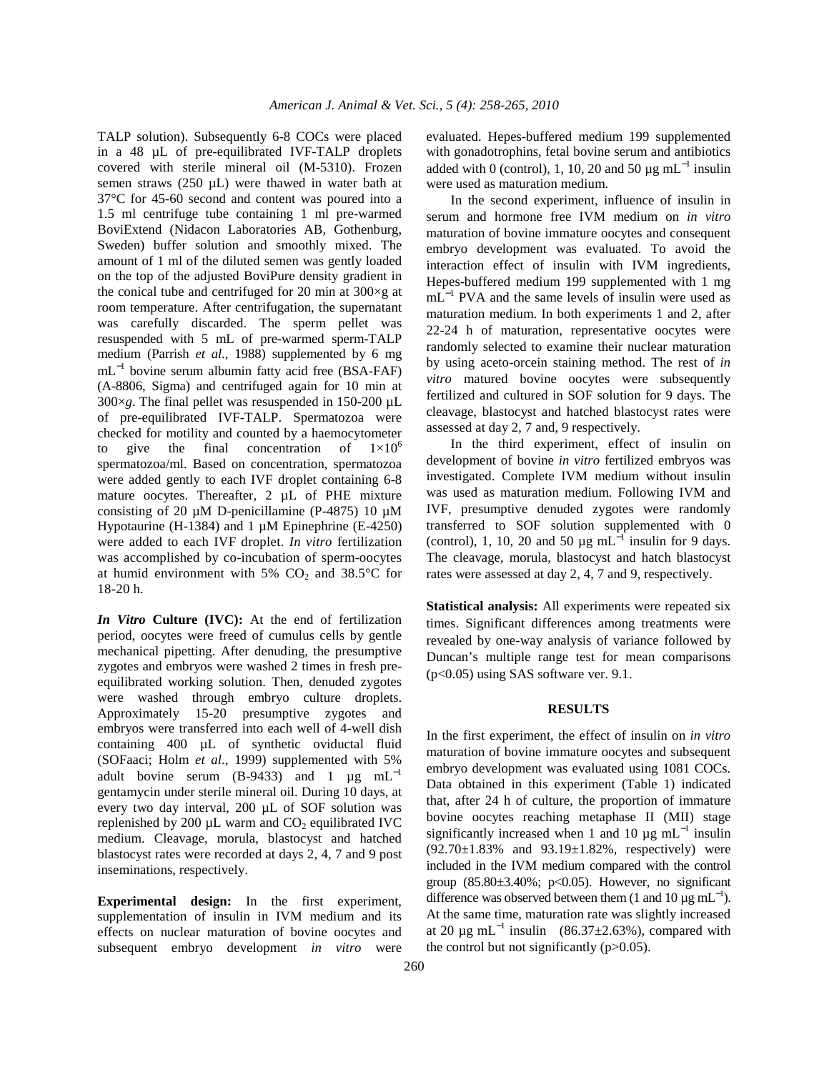TALP solution). Subsequently 6-8 COCs were placed in a 48 µL of pre-equilibrated IVF-TALP droplets covered with sterile mineral oil (M-5310). Frozen semen straws (250 µL) were thawed in water bath at 37°C for 45-60 second and content was poured into a 1.5 ml centrifuge tube containing 1 ml pre-warmed BoviExtend (Nidacon Laboratories AB, Gothenburg, Sweden) buffer solution and smoothly mixed. The amount of 1 ml of the diluted semen was gently loaded on the top of the adjusted BoviPure density gradient in the conical tube and centrifuged for 20 min at 300×g at room temperature. After centrifugation, the supernatant was carefully discarded. The sperm pellet was resuspended with 5 mL of pre-warmed sperm-TALP medium (Parrish *et al*., 1988) supplemented by 6 mg $mL^{-1}$ bovine serum albumin fatty acid free (BSA-FAF) (A-8806, Sigma) and centrifuged again for 10 min at 300×*g*. The final pellet was resuspended in 150-200 µL of pre-equilibrated IVF-TALP. Spermatozoa were checked for motility and counted by a haemocytometer to give the final concentration of $1\times10^6$ spermatozoa/ml. Based on concentration, spermatozoa were added gently to each IVF droplet containing 6-8 mature oocytes. Thereafter, 2 µL of PHE mixture consisting of 20 µM D-penicillamine (P-4875) 10 µM Hypotaurine (H-1384) and 1 µM Epinephrine (E-4250) were added to each IVF droplet. *In vitro* fertilization was accomplished by co-incubation of sperm-oocytes at humid environment with 5% $CO_2$ and 38.5°C for 18-20 h.

***In Vitro* Culture (IVC):** At the end of fertilization period, oocytes were freed of cumulus cells by gentle mechanical pipetting. After denuding, the presumptive zygotes and embryos were washed 2 times in fresh pre-equilibrated working solution. Then, denuded zygotes were washed through embryo culture droplets. Approximately 15-20 presumptive zygotes and embryos were transferred into each well of 4-well dish containing 400 µL of synthetic oviductal fluid (SOFaaci; Holm *et al*., 1999) supplemented with 5% adult bovine serum (B-9433) and 1 µg $mL^{-1}$ gentamycin under sterile mineral oil. During 10 days, at every two day interval, 200 µL of SOF solution was replenished by 200 µL warm and $CO_2$ equilibrated IVC medium. Cleavage, morula, blastocyst and hatched blastocyst rates were recorded at days 2, 4, 7 and 9 post inseminations, respectively.

**Experimental design:** In the first experiment, supplementation of insulin in IVM medium and its effects on nuclear maturation of bovine oocytes and subsequent embryo development *in vitro* were evaluated. Hepes-buffered medium 199 supplemented with gonadotrophins, fetal bovine serum and antibiotics added with 0 (control), 1, 10, 20 and 50 µg $mL^{-1}$ insulin were used as maturation medium.

In the second experiment, influence of insulin in serum and hormone free IVM medium on *in vitro* maturation of bovine immature oocytes and consequent embryo development was evaluated. To avoid the interaction effect of insulin with IVM ingredients, Hepes-buffered medium 199 supplemented with 1 mg $mL^{-1}$ PVA and the same levels of insulin were used as maturation medium. In both experiments 1 and 2, after 22-24 h of maturation, representative oocytes were randomly selected to examine their nuclear maturation by using aceto-orcein staining method. The rest of *in vitro* matured bovine oocytes were subsequently fertilized and cultured in SOF solution for 9 days. The cleavage, blastocyst and hatched blastocyst rates were assessed at day 2, 7 and, 9 respectively.

In the third experiment, effect of insulin on development of bovine *in vitro* fertilized embryos was investigated. Complete IVM medium without insulin was used as maturation medium. Following IVM and IVF, presumptive denuded zygotes were randomly transferred to SOF solution supplemented with 0 (control), 1, 10, 20 and 50 µg $mL^{-1}$ insulin for 9 days. The cleavage, morula, blastocyst and hatch blastocyst rates were assessed at day 2, 4, 7 and 9, respectively.

**Statistical analysis:** All experiments were repeated six times. Significant differences among treatments were revealed by one-way analysis of variance followed by Duncan's multiple range test for mean comparisons ($p<0.05$) using SAS software ver. 9.1.

## RESULTS

In the first experiment, the effect of insulin on *in vitro* maturation of bovine immature oocytes and subsequent embryo development was evaluated using 1081 COCs. Data obtained in this experiment (Table 1) indicated that, after 24 h of culture, the proportion of immature bovine oocytes reaching metaphase II (MII) stage significantly increased when 1 and 10 µg $mL^{-1}$ insulin (92.70±1.83% and 93.19±1.82%, respectively) were included in the IVM medium compared with the control group (85.80±3.40%; $p<0.05$). However, no significant difference was observed between them (1 and 10 µg $mL^{-1}$). At the same time, maturation rate was slightly increased at 20 µg $mL^{-1}$ insulin (86.37±2.63%), compared with the control but not significantly ($p>0.05$).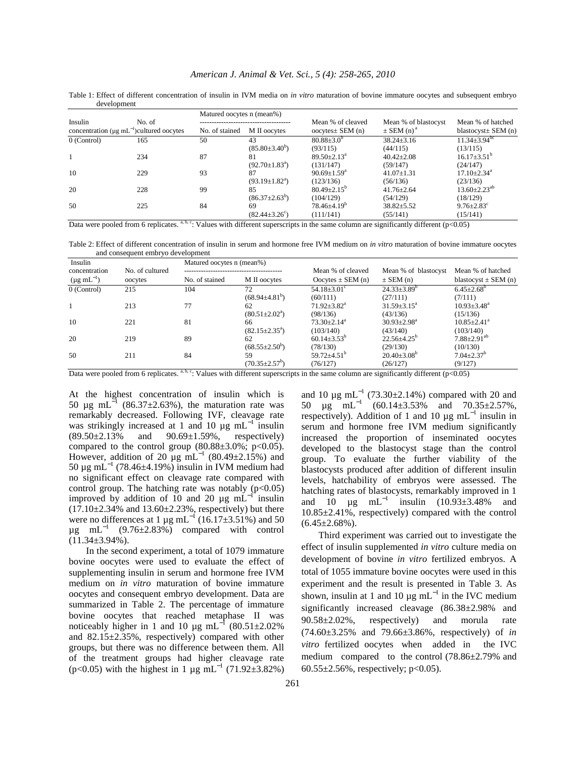Table 1: Effect of different concentration of insulin in IVM media on *in vitro* maturation of bovine immature oocytes and subsequent embryo development

| Insulin concentration ($\mu g\ mL^{-1}$) | No. of cultured oocytes | Matured oocytes n (mean%) No. of stained | M II oocytes | Mean % of cleaved oocytes± SEM (n) | Mean % of blastocyst ± SEM (n) $^{a}$ | Mean % of hatched blastocyst± SEM (n) |
|---|---|---|---|---|---|---|
| 0 (Control) | 165 | 50 | 43 ($85.80\pm3.40^{b}$) | $80.88\pm3.0^{b}$ (93/115) | $38.24\pm3.16$ (44/115) | $11.34\pm3.94^{bc}$ (13/115) |
| 1 | 234 | 87 | 81 ($92.70\pm1.83^{a}$) | $89.50\pm2.13^{a}$ (131/147) | $40.42\pm2.08$ (59/147) | $16.17\pm3.51^{b}$ (24/147) |
| 10 | 229 | 93 | 87 ($93.19\pm1.82^{a}$) | $90.69\pm1.59^{a}$ (123/136) | $41.07\pm1.31$ (56/136) | $17.10\pm2.34^{a}$ (23/136) |
| 20 | 228 | 99 | 85 ($86.37\pm2.63^{b}$) | $80.49\pm2.15^{b}$ (104/129) | $41.76\pm2.64$ (54/129) | $13.60\pm2.23^{ab}$ (18/129) |
| 50 | 225 | 84 | 69 ($82.44\pm3.26^{c}$) | $78.46\pm4.19^{b}$ (111/141) | $38.82\pm5.52$ (55/141) | $9.76\pm2.83^{c}$ (15/141) |

Data were pooled from 6 replicates. [a, b, c]: Values with different superscripts in the same column are significantly different ($p<0.05$)

Table 2: Effect of different concentration of insulin in serum and hormone free IVM medium on *in vitro* maturation of bovine immature oocytes and consequent embryo development

| Insulin concentration ($\mu g\ mL^{-1}$) | No. of cultured oocytes | Matured oocytes n (mean%) No. of stained | M II oocytes | Mean % of cleaved Oocytes ± SEM (n) | Mean % of blastocyst ± SEM (n) | Mean % of hatched blastocyst ± SEM (n) |
|---|---|---|---|---|---|---|
| 0 (Control) | 215 | 104 | 72 ($68.94\pm4.81^{b}$) | $54.18\pm3.01^{c}$ (60/111) | $24.33\pm3.89^{b}$ (27/111) | $6.45\pm2.68^{b}$ (7/111) |
| 1 | 213 | 77 | 62 ($80.51\pm2.02^{a}$) | $71.92\pm3.82^{a}$ (98/136) | $31.59\pm3.15^{a}$ (43/136) | $10.93\pm3.48^{a}$ (15/136) |
| 10 | 221 | 81 | 66 ($82.15\pm2.35^{a}$) | $73.30\pm2.14^{a}$ (103/140) | $30.93\pm2.98^{a}$ (43/140) | $10.85\pm2.41^{a}$ (103/140) |
| 20 | 219 | 89 | 62 ($68.55\pm2.50^{b}$) | $60.14\pm3.53^{b}$ (78/130) | $22.56\pm4.25^{b}$ (29/130) | $7.88\pm2.91^{ab}$ (10/130) |
| 50 | 211 | 84 | 59 ($70.35\pm2.57^{b}$) | $59.72\pm4.51^{b}$ (76/127) | $20.40\pm3.08^{b}$ (26/127) | $7.04\pm2.37^{b}$ (9/127) |

Data were pooled from 6 replicates. [a, b, c]: Values with different superscripts in the same column are significantly different ($p<0.05$)

At the highest concentration of insulin which is 50 $\mu g\ mL^{-1}$ (86.37±2.63%), the maturation rate was remarkably decreased. Following IVF, cleavage rate was strikingly increased at 1 and 10 $\mu g\ mL^{-1}$ insulin (89.50±2.13% and 90.69±1.59%, respectively) compared to the control group (80.88±3.0%; $p<0.05$). However, addition of 20 $\mu g\ mL^{-1}$ (80.49±2.15%) and 50 $\mu g\ mL^{-1}$ (78.46±4.19%) insulin in IVM medium had no significant effect on cleavage rate compared with control group. The hatching rate was notably ($p<0.05$) improved by addition of 10 and 20 $\mu g\ mL^{-1}$ insulin (17.10±2.34% and 13.60±2.23%, respectively) but there were no differences at 1 $\mu g\ mL^{-1}$ (16.17±3.51%) and 50 $\mu g\ mL^{-1}$ (9.76±2.83%) compared with control (11.34±3.94%).

In the second experiment, a total of 1079 immature bovine oocytes were used to evaluate the effect of supplementing insulin in serum and hormone free IVM medium on *in vitro* maturation of bovine immature oocytes and consequent embryo development. Data are summarized in Table 2. The percentage of immature bovine oocytes that reached metaphase II was noticeably higher in 1 and 10 $\mu g\ mL^{-1}$ (80.51±2.02% and 82.15±2.35%, respectively) compared with other groups, but there was no difference between them. All of the treatment groups had higher cleavage rate ($p<0.05$) with the highest in 1 $\mu g\ mL^{-1}$ (71.92±3.82%) and 10 $\mu g\ mL^{-1}$ (73.30±2.14%) compared with 20 and 50 $\mu g\ mL^{-1}$ (60.14±3.53% and 70.35±2.57%, respectively). Addition of 1 and 10 $\mu g\ mL^{-1}$ insulin in serum and hormone free IVM medium significantly increased the proportion of inseminated oocytes developed to the blastocyst stage than the control group. To evaluate the further viability of the blastocysts produced after addition of different insulin levels, hatchability of embryos were assessed. The hatching rates of blastocysts, remarkably improved in 1 and 10 $\mu g\ mL^{-1}$ insulin (10.93±3.48% and 10.85±2.41%, respectively) compared with the control (6.45±2.68%).

Third experiment was carried out to investigate the effect of insulin supplemented *in vitro* culture media on development of bovine *in vitro* fertilized embryos. A total of 1055 immature bovine oocytes were used in this experiment and the result is presented in Table 3. As shown, insulin at 1 and 10 $\mu g\ mL^{-1}$ in the IVC medium significantly increased cleavage (86.38±2.98% and 90.58±2.02%, respectively) and morula rate (74.60±3.25% and 79.66±3.86%, respectively) of *in vitro* fertilized oocytes when added in the IVC medium compared to the control (78.86±2.79% and 60.55±2.56%, respectively; $p<0.05$).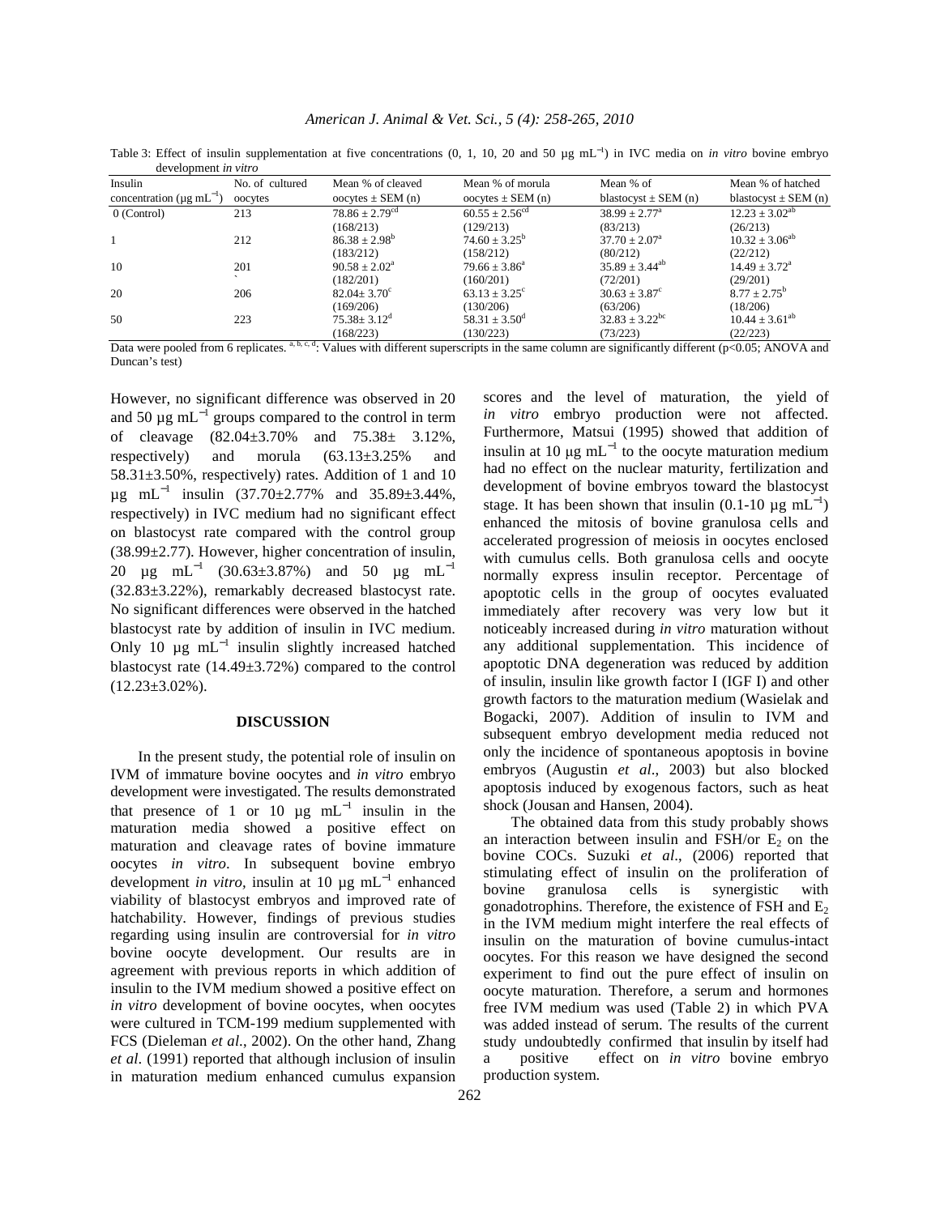Table 3: Effect of insulin supplementation at five concentrations (0, 1, 10, 20 and 50 µg mL$^{-1}$) in IVC media on *in vitro* bovine embryo development *in vitro*

| Insulin concentration (µg mL$^{-1}$) | No. of cultured oocytes | Mean % of cleaved oocytes ± SEM (n) | Mean % of morula oocytes ± SEM (n) | Mean % of blastocyst ± SEM (n) | Mean % of hatched blastocyst ± SEM (n) |
|---|---|---|---|---|---|
| 0 (Control) | 213 | 78.86 ± 2.79$^{cd}$ (168/213) | 60.55 ± 2.56$^{cd}$ (129/213) | 38.99 ± 2.77$^{a}$ (83/213) | 12.23 ± 3.02$^{ab}$ (26/213) |
| 1 | 212 | 86.38 ± 2.98$^{b}$ (183/212) | 74.60 ± 3.25$^{b}$ (158/212) | 37.70 ± 2.07$^{a}$ (80/212) | 10.32 ± 3.06$^{ab}$ (22/212) |
| 10 | 201 | 90.58 ± 2.02$^{a}$ (182/201) | 79.66 ± 3.86$^{a}$ (160/201) | 35.89 ± 3.44$^{ab}$ (72/201) | 14.49 ± 3.72$^{a}$ (29/201) |
| 20 | 206 | 82.04± 3.70$^{c}$ (169/206) | 63.13 ± 3.25$^{c}$ (130/206) | 30.63 ± 3.87$^{c}$ (63/206) | 8.77 ± 2.75$^{b}$ (18/206) |
| 50 | 223 | 75.38± 3.12$^{d}$ (168/223) | 58.31 ± 3.50$^{d}$ (130/223) | 32.83 ± 3.22$^{bc}$ (73/223) | 10.44 ± 3.61$^{ab}$ (22/223) |

Data were pooled from 6 replicates. [a, b, c, d]: Values with different superscripts in the same column are significantly different ($p<0.05$; ANOVA and Duncan's test)

However, no significant difference was observed in 20 and 50 µg mL$^{-1}$ groups compared to the control in term of cleavage (82.04±3.70% and 75.38± 3.12%, respectively) and morula (63.13±3.25% and 58.31±3.50%, respectively) rates. Addition of 1 and 10 µg mL$^{-1}$ insulin (37.70±2.77% and 35.89±3.44%, respectively) in IVC medium had no significant effect on blastocyst rate compared with the control group (38.99±2.77). However, higher concentration of insulin, 20 µg mL$^{-1}$ (30.63±3.87%) and 50 µg mL$^{-1}$ (32.83±3.22%), remarkably decreased blastocyst rate. No significant differences were observed in the hatched blastocyst rate by addition of insulin in IVC medium. Only 10 µg mL$^{-1}$ insulin slightly increased hatched blastocyst rate (14.49±3.72%) compared to the control (12.23±3.02%).

## DISCUSSION

In the present study, the potential role of insulin on IVM of immature bovine oocytes and *in vitro* embryo development were investigated. The results demonstrated that presence of 1 or 10 µg mL$^{-1}$ insulin in the maturation media showed a positive effect on maturation and cleavage rates of bovine immature oocytes *in vitro*. In subsequent bovine embryo development *in vitro*, insulin at 10 µg mL$^{-1}$ enhanced viability of blastocyst embryos and improved rate of hatchability. However, findings of previous studies regarding using insulin are controversial for *in vitro* bovine oocyte development. Our results are in agreement with previous reports in which addition of insulin to the IVM medium showed a positive effect on *in vitro* development of bovine oocytes, when oocytes were cultured in TCM-199 medium supplemented with FCS (Dieleman *et al*., 2002). On the other hand, Zhang *et al*. (1991) reported that although inclusion of insulin in maturation medium enhanced cumulus expansion scores and the level of maturation, the yield of *in vitro* embryo production were not affected. Furthermore, Matsui (1995) showed that addition of insulin at 10 µg mL$^{-1}$ to the oocyte maturation medium had no effect on the nuclear maturity, fertilization and development of bovine embryos toward the blastocyst stage. It has been shown that insulin (0.1-10 µg mL$^{-1}$) enhanced the mitosis of bovine granulosa cells and accelerated progression of meiosis in oocytes enclosed with cumulus cells. Both granulosa cells and oocyte normally express insulin receptor. Percentage of apoptotic cells in the group of oocytes evaluated immediately after recovery was very low but it noticeably increased during *in vitro* maturation without any additional supplementation. This incidence of apoptotic DNA degeneration was reduced by addition of insulin, insulin like growth factor I (IGF I) and other growth factors to the maturation medium (Wasielak and Bogacki, 2007). Addition of insulin to IVM and subsequent embryo development media reduced not only the incidence of spontaneous apoptosis in bovine embryos (Augustin *et al*., 2003) but also blocked apoptosis induced by exogenous factors, such as heat shock (Jousan and Hansen, 2004).

The obtained data from this study probably shows an interaction between insulin and FSH/or $E_2$ on the bovine COCs. Suzuki *et al*., (2006) reported that stimulating effect of insulin on the proliferation of bovine granulosa cells is synergistic with gonadotrophins. Therefore, the existence of FSH and $E_2$ in the IVM medium might interfere the real effects of insulin on the maturation of bovine cumulus-intact oocytes. For this reason we have designed the second experiment to find out the pure effect of insulin on oocyte maturation. Therefore, a serum and hormones free IVM medium was used (Table 2) in which PVA was added instead of serum. The results of the current study undoubtedly confirmed that insulin by itself had a positive effect on *in vitro* bovine embryo production system.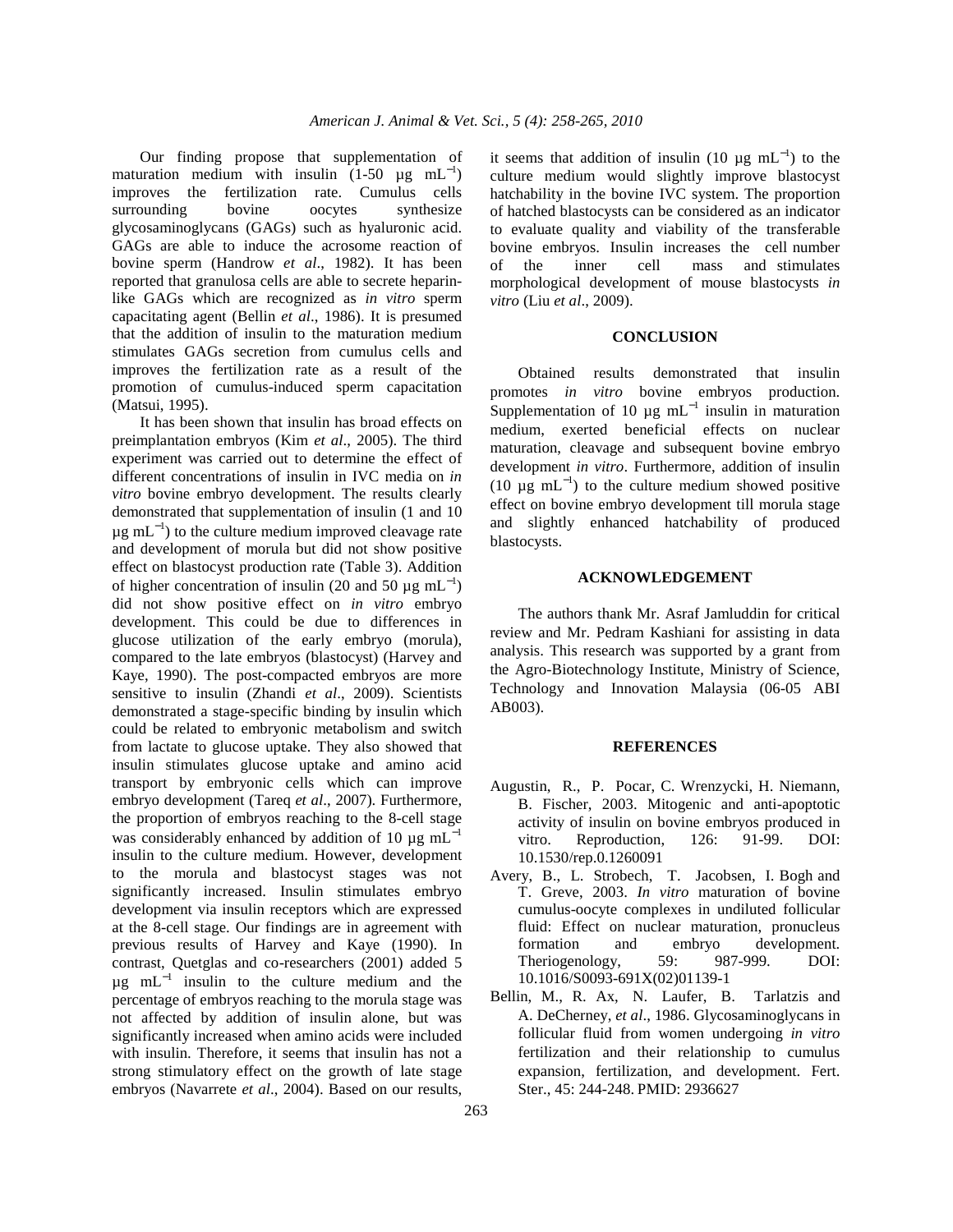Our finding propose that supplementation of maturation medium with insulin (1-50 μg $mL^{-1}$) improves the fertilization rate. Cumulus cells surrounding bovine oocytes synthesize glycosaminoglycans (GAGs) such as hyaluronic acid. GAGs are able to induce the acrosome reaction of bovine sperm (Handrow *et al*., 1982). It has been reported that granulosa cells are able to secrete heparin-like GAGs which are recognized as *in vitro* sperm capacitating agent (Bellin *et al*., 1986). It is presumed that the addition of insulin to the maturation medium stimulates GAGs secretion from cumulus cells and improves the fertilization rate as a result of the promotion of cumulus-induced sperm capacitation (Matsui, 1995).

It has been shown that insulin has broad effects on preimplantation embryos (Kim *et al*., 2005). The third experiment was carried out to determine the effect of different concentrations of insulin in IVC media on *in vitro* bovine embryo development. The results clearly demonstrated that supplementation of insulin (1 and 10 μg $mL^{-1}$) to the culture medium improved cleavage rate and development of morula but did not show positive effect on blastocyst production rate (Table 3). Addition of higher concentration of insulin (20 and 50 μg $mL^{-1}$) did not show positive effect on *in vitro* embryo development. This could be due to differences in glucose utilization of the early embryo (morula), compared to the late embryos (blastocyst) (Harvey and Kaye, 1990). The post-compacted embryos are more sensitive to insulin (Zhandi *et al*., 2009). Scientists demonstrated a stage-specific binding by insulin which could be related to embryonic metabolism and switch from lactate to glucose uptake. They also showed that insulin stimulates glucose uptake and amino acid transport by embryonic cells which can improve embryo development (Tareq *et al*., 2007). Furthermore, the proportion of embryos reaching to the 8-cell stage was considerably enhanced by addition of 10 μg $mL^{-1}$ insulin to the culture medium. However, development to the morula and blastocyst stages was not significantly increased. Insulin stimulates embryo development via insulin receptors which are expressed at the 8-cell stage. Our findings are in agreement with previous results of Harvey and Kaye (1990). In contrast, Quetglas and co-researchers (2001) added 5 μg $mL^{-1}$ insulin to the culture medium and the percentage of embryos reaching to the morula stage was not affected by addition of insulin alone, but was significantly increased when amino acids were included with insulin. Therefore, it seems that insulin has not a strong stimulatory effect on the growth of late stage embryos (Navarrete *et al*., 2004). Based on our results, it seems that addition of insulin (10 μg $mL^{-1}$) to the culture medium would slightly improve blastocyst hatchability in the bovine IVC system. The proportion of hatched blastocysts can be considered as an indicator to evaluate quality and viability of the transferable bovine embryos. Insulin increases the cell number of the inner cell mass and stimulates morphological development of mouse blastocysts *in vitro* (Liu *et al*., 2009).

## CONCLUSION

Obtained results demonstrated that insulin promotes *in vitro* bovine embryos production. Supplementation of 10 μg $mL^{-1}$ insulin in maturation medium, exerted beneficial effects on nuclear maturation, cleavage and subsequent bovine embryo development *in vitro*. Furthermore, addition of insulin (10 μg $mL^{-1}$) to the culture medium showed positive effect on bovine embryo development till morula stage and slightly enhanced hatchability of produced blastocysts.

## ACKNOWLEDGEMENT

The authors thank Mr. Asraf Jamluddin for critical review and Mr. Pedram Kashiani for assisting in data analysis. This research was supported by a grant from the Agro-Biotechnology Institute, Ministry of Science, Technology and Innovation Malaysia (06-05 ABI AB003).

## REFERENCES

Augustin, R., P. Pocar, C. Wrenzycki, H. Niemann, B. Fischer, 2003. Mitogenic and anti-apoptotic activity of insulin on bovine embryos produced in vitro. Reproduction, 126: 91-99. DOI: 10.1530/rep.0.1260091

Avery, B., L. Strobech, T. Jacobsen, I. Bogh and T. Greve, 2003. *In vitro* maturation of bovine cumulus-oocyte complexes in undiluted follicular fluid: Effect on nuclear maturation, pronucleus formation and embryo development. Theriogenology, 59: 987-999. DOI: 10.1016/S0093-691X(02)01139-1

Bellin, M., R. Ax, N. Laufer, B. Tarlatzis and A. DeCherney, *et al*., 1986. Glycosaminoglycans in follicular fluid from women undergoing *in vitro* fertilization and their relationship to cumulus expansion, fertilization, and development. Fert. Ster., 45: 244-248. PMID: 2936627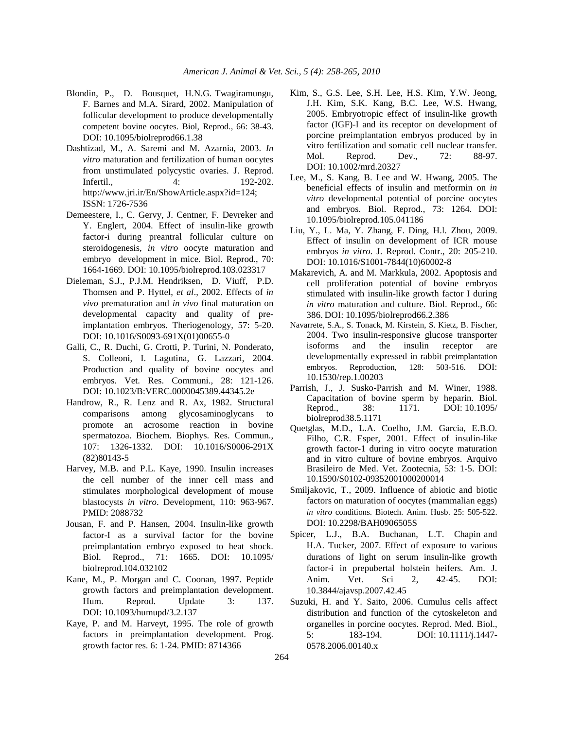Blondin, P., D. Bousquet, H.N.G. Twagiramungu, F. Barnes and M.A. Sirard, 2002. Manipulation of follicular development to produce developmentally competent bovine oocytes. Biol, Reprod., 66: 38-43. DOI: 10.1095/biolreprod66.1.38

Dashtizad, M., A. Saremi and M. Azarnia, 2003. *In vitro* maturation and fertilization of human oocytes from unstimulated polycystic ovaries. J. Reprod. Infertil., 4: 192-202. http://www.jri.ir/En/ShowArticle.aspx?id=124; ISSN: 1726-7536

Demeestere, I., C. Gervy, J. Centner, F. Devreker and Y. Englert, 2004. Effect of insulin-like growth factor-i during preantral follicular culture on steroidogenesis, *in vitro* oocyte maturation and embryo development in mice. Biol. Reprod., 70: 1664-1669. DOI: 10.1095/biolreprod.103.023317

Dieleman, S.J., P.J.M. Hendriksen, D. Viuff, P.D. Thomsen and P. Hyttel, *et al*., 2002. Effects of *in vivo* prematuration and *in vivo* final maturation on developmental capacity and quality of pre-implantation embryos. Theriogenology, 57: 5-20. DOI: 10.1016/S0093-691X(01)00655-0

Galli, C., R. Duchi, G. Crotti, P. Turini, N. Ponderato, S. Colleoni, I. Lagutina, G. Lazzari, 2004. Production and quality of bovine oocytes and embryos. Vet. Res. Communi., 28: 121-126. DOI: 10.1023/B:VERC.0000045389.44345.2e

Handrow, R., R. Lenz and R. Ax, 1982. Structural comparisons among glycosaminoglycans to promote an acrosome reaction in bovine spermatozoa. Biochem. Biophys. Res. Commun., 107: 1326-1332. DOI: 10.1016/S0006-291X(82)80143-5

Harvey, M.B. and P.L. Kaye, 1990. Insulin increases the cell number of the inner cell mass and stimulates morphological development of mouse blastocysts *in vitro*. Development, 110: 963-967. PMID: 2088732

Jousan, F. and P. Hansen, 2004. Insulin-like growth factor-I as a survival factor for the bovine preimplantation embryo exposed to heat shock. Biol. Reprod., 71: 1665. DOI: 10.1095/biolreprod.104.032102

Kane, M., P. Morgan and C. Coonan, 1997. Peptide growth factors and preimplantation development. Hum. Reprod. Update 3: 137. DOI: 10.1093/humupd/3.2.137

Kaye, P. and M. Harveyt, 1995. The role of growth factors in preimplantation development. Prog. growth factor res. 6: 1-24. PMID: 8714366

Kim, S., G.S. Lee, S.H. Lee, H.S. Kim, Y.W. Jeong, J.H. Kim, S.K. Kang, B.C. Lee, W.S. Hwang, 2005. Embryotropic effect of insulin-like growth factor (IGF)-I and its receptor on development of porcine preimplantation embryos produced by in vitro fertilization and somatic cell nuclear transfer. Mol. Reprod. Dev., 72: 88-97. DOI: 10.1002/mrd.20327

Lee, M., S. Kang, B. Lee and W. Hwang, 2005. The beneficial effects of insulin and metformin on *in vitro* developmental potential of porcine oocytes and embryos. Biol. Reprod., 73: 1264. DOI: 10.1095/biolreprod.105.041186

Liu, Y., L. Ma, Y. Zhang, F. Ding, H.l. Zhou, 2009. Effect of insulin on development of ICR mouse embryos *in vitro*. J. Reprod. Contr., 20: 205-210. DOI: 10.1016/S1001-7844(10)60002-8

Makarevich, A. and M. Markkula, 2002. Apoptosis and cell proliferation potential of bovine embryos stimulated with insulin-like growth factor I during *in vitro* maturation and culture. Biol. Reprod., 66: 386. DOI: 10.1095/biolreprod66.2.386

Navarrete, S.A., S. Tonack, M. Kirstein, S. Kietz, B. Fischer, 2004. Two insulin-responsive glucose transporter isoforms and the insulin receptor are developmentally expressed in rabbit preimplantation embryos. Reproduction, 128: 503-516. DOI: 10.1530/rep.1.00203

Parrish, J., J. Susko-Parrish and M. Winer, 1988. Capacitation of bovine sperm by heparin. Biol. Reprod., 38: 1171. DOI: 10.1095/biolreprod38.5.1171

Quetglas, M.D., L.A. Coelho, J.M. Garcia, E.B.O. Filho, C.R. Esper, 2001. Effect of insulin-like growth factor-1 during in vitro oocyte maturation and in vitro culture of bovine embryos. Arquivo Brasileiro de Med. Vet. Zootecnia, 53: 1-5. DOI: 10.1590/S0102-09352001000200014

Smiljakovic, T., 2009. Influence of abiotic and biotic factors on maturation of oocytes (mammalian eggs) *in vitro* conditions. Biotech. Anim. Husb. 25: 505-522. DOI: 10.2298/BAH0906505S

Spicer, L.J., B.A. Buchanan, L.T. Chapin and H.A. Tucker, 2007. Effect of exposure to various durations of light on serum insulin-like growth factor-i in prepubertal holstein heifers. Am. J. Anim. Vet. Sci 2, 42-45. DOI: 10.3844/ajavsp.2007.42.45

Suzuki, H. and Y. Saito, 2006. Cumulus cells affect distribution and function of the cytoskeleton and organelles in porcine oocytes. Reprod. Med. Biol., 5: 183-194. DOI: 10.1111/j.1447-0578.2006.00140.x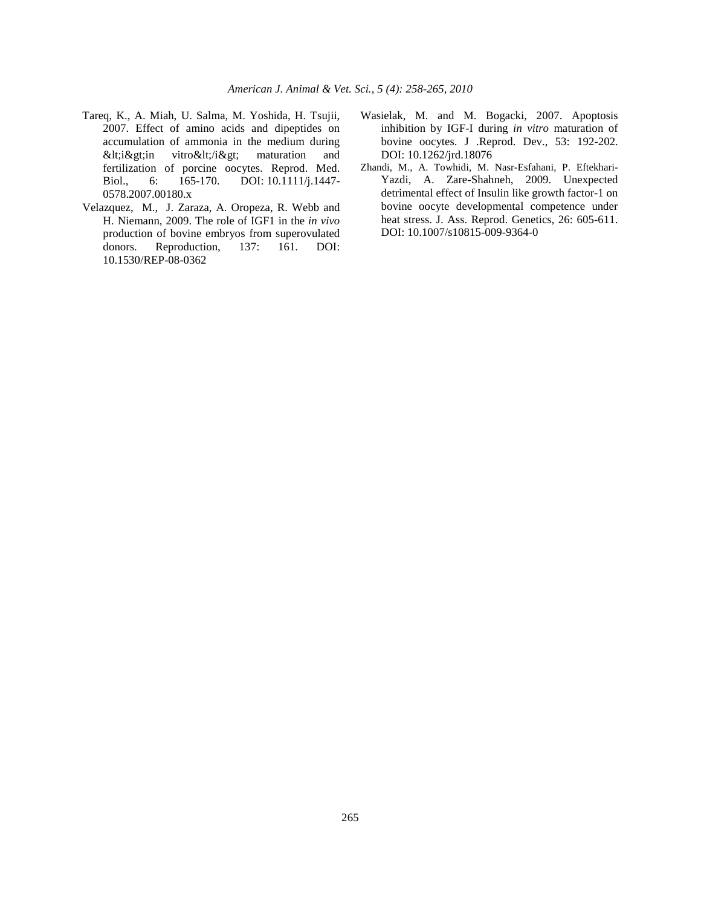Tareq, K., A. Miah, U. Salma, M. Yoshida, H. Tsujii, 2007. Effect of amino acids and dipeptides on accumulation of ammonia in the medium during &lt;i&gt;in vitro&lt;/i&gt; maturation and fertilization of porcine oocytes. Reprod. Med. Biol., 6: 165-170. DOI: 10.1111/j.1447-0578.2007.00180.x

Velazquez, M., J. Zaraza, A. Oropeza, R. Webb and H. Niemann, 2009. The role of IGF1 in the *in vivo* production of bovine embryos from superovulated donors. Reproduction, 137: 161. DOI: 10.1530/REP-08-0362

Wasielak, M. and M. Bogacki, 2007. Apoptosis inhibition by IGF-I during *in vitro* maturation of bovine oocytes. J .Reprod. Dev., 53: 192-202. DOI: 10.1262/jrd.18076

Zhandi, M., A. Towhidi, M. Nasr-Esfahani, P. Eftekhari-Yazdi, A. Zare-Shahneh, 2009. Unexpected detrimental effect of Insulin like growth factor-1 on bovine oocyte developmental competence under heat stress. J. Ass. Reprod. Genetics, 26: 605-611. DOI: 10.1007/s10815-009-9364-0